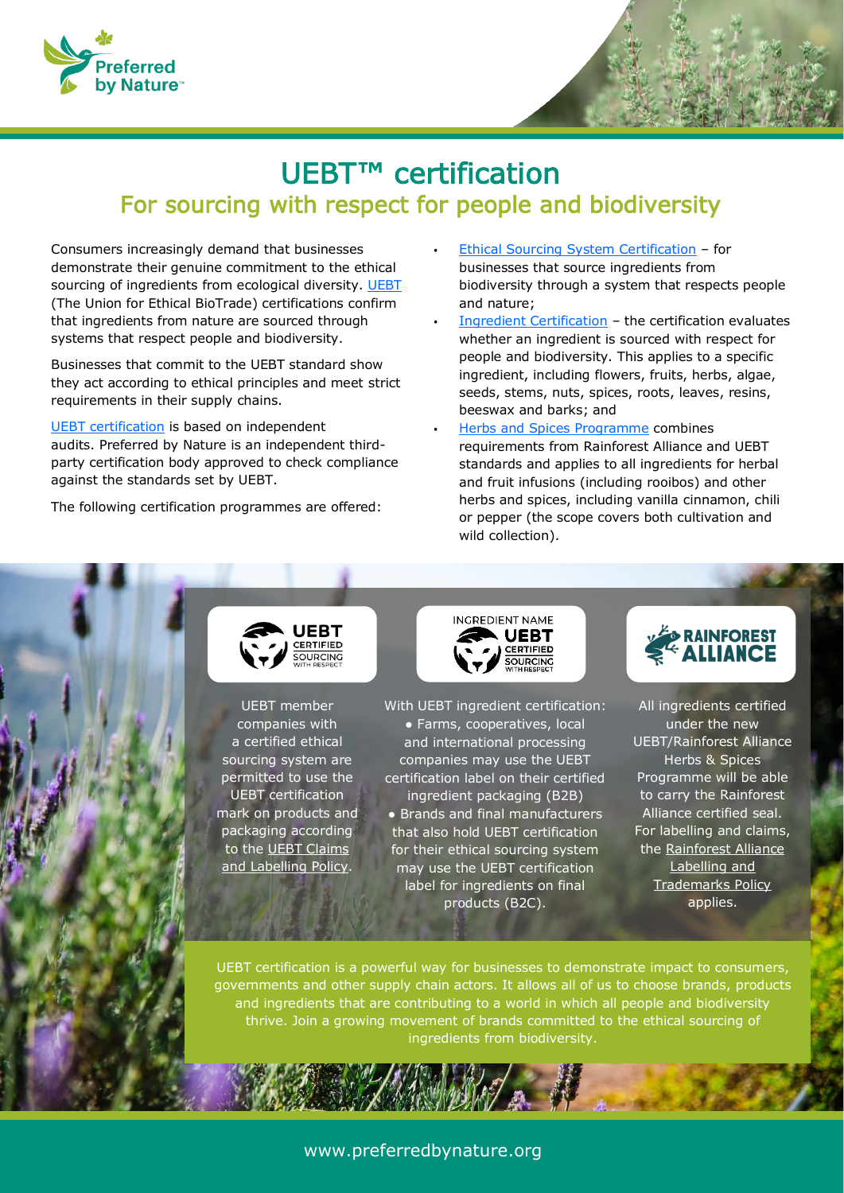# UEBT™ certification

## For sourcing with respect for people and biodiversity

Consumers increasingly demand that businesses demonstrate their genuine commitment to the ethical sourcing of ingredients from ecological diversity. UEBT (The Union for Ethical BioTrade) certifications confirm that ingredients from nature are sourced through systems that respect people and biodiversity.

Businesses that commit to the UEBT standard show they act according to ethical principles and meet strict requirements in their supply chains.

UEBT certification is based on independent audits. Preferred by Nature is an independent third-party certification body approved to check compliance against the standards set by UEBT.

The following certification programmes are offered:

- Ethical Sourcing System Certification – for businesses that source ingredients from biodiversity through a system that respects people and nature;
- Ingredient Certification – the certification evaluates whether an ingredient is sourced with respect for people and biodiversity. This applies to a specific ingredient, including flowers, fruits, herbs, algae, seeds, stems, nuts, spices, roots, leaves, resins, beeswax and barks; and
- Herbs and Spices Programme combines requirements from Rainforest Alliance and UEBT standards and applies to all ingredients for herbal and fruit infusions (including rooibos) and other herbs and spices, including vanilla cinnamon, chili or pepper (the scope covers both cultivation and wild collection).

UEBT member companies with a certified ethical sourcing system are permitted to use the UEBT certification mark on products and packaging according to the UEBT Claims and Labelling Policy.

With UEBT ingredient certification:

- Farms, cooperatives, local and international processing companies may use the UEBT certification label on their certified ingredient packaging (B2B)
- Brands and final manufacturers that also hold UEBT certification for their ethical sourcing system may use the UEBT certification label for ingredients on final products (B2C).

All ingredients certified under the new UEBT/Rainforest Alliance Herbs & Spices Programme will be able to carry the Rainforest Alliance certified seal. For labelling and claims, the Rainforest Alliance Labelling and Trademarks Policy applies.

UEBT certification is a powerful way for businesses to demonstrate impact to consumers, governments and other supply chain actors. It allows all of us to choose brands, products and ingredients that are contributing to a world in which all people and biodiversity thrive. Join a growing movement of brands committed to the ethical sourcing of ingredients from biodiversity.

www.preferredbynature.org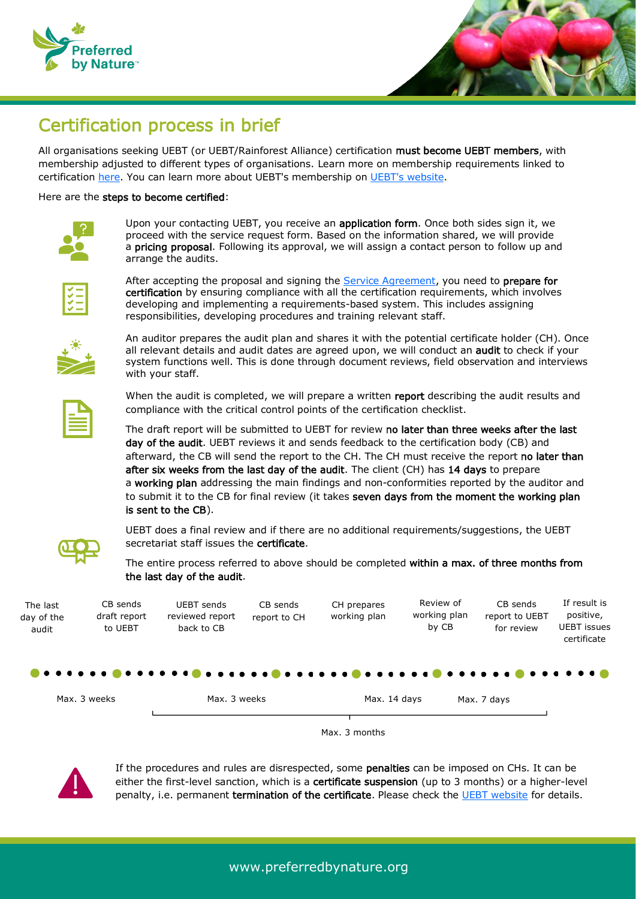# Certification process in brief

All organisations seeking UEBT (or UEBT/Rainforest Alliance) certification **must become UEBT members**, with membership adjusted to different types of organisations. Learn more on membership requirements linked to certification here. You can learn more about UEBT's membership on UEBT's website.

Here are the **steps to become certified**:

Upon your contacting UEBT, you receive an **application form**. Once both sides sign it, we proceed with the service request form. Based on the information shared, we will provide a **pricing proposal**. Following its approval, we will assign a contact person to follow up and arrange the audits.

After accepting the proposal and signing the Service Agreement, you need to **prepare for certification** by ensuring compliance with all the certification requirements, which involves developing and implementing a requirements-based system. This includes assigning responsibilities, developing procedures and training relevant staff.

An auditor prepares the audit plan and shares it with the potential certificate holder (CH). Once all relevant details and audit dates are agreed upon, we will conduct an **audit** to check if your system functions well. This is done through document reviews, field observation and interviews with your staff.

When the audit is completed, we will prepare a written **report** describing the audit results and compliance with the critical control points of the certification checklist.

The draft report will be submitted to UEBT for review **no later than three weeks after the last day of the audit**. UEBT reviews it and sends feedback to the certification body (CB) and afterward, the CB will send the report to the CH. The CH must receive the report **no later than after six weeks from the last day of the audit**. The client (CH) has **14 days** to prepare a **working plan** addressing the main findings and non-conformities reported by the auditor and to submit it to the CB for final review (it takes **seven days from the moment the working plan is sent to the CB**).

UEBT does a final review and if there are no additional requirements/suggestions, the UEBT secretariat staff issues the **certificate**.

The entire process referred to above should be completed **within a max. of three months from the last day of the audit**.

| The last day of the audit | CB sends draft report to UEBT | UEBT sends reviewed report back to CB | CB sends report to CH | CH prepares working plan | Review of working plan by CB | CB sends report to UEBT for review | If result is positive, UEBT issues certificate |
|---|---|---|---|---|---|---|---|

Max. 3 weeks — Max. 3 weeks — Max. 14 days — Max. 7 days

Max. 3 months

If the procedures and rules are disrespected, some **penalties** can be imposed on CHs. It can be either the first-level sanction, which is a **certificate suspension** (up to 3 months) or a higher-level penalty, i.e. permanent **termination of the certificate**. Please check the UEBT website for details.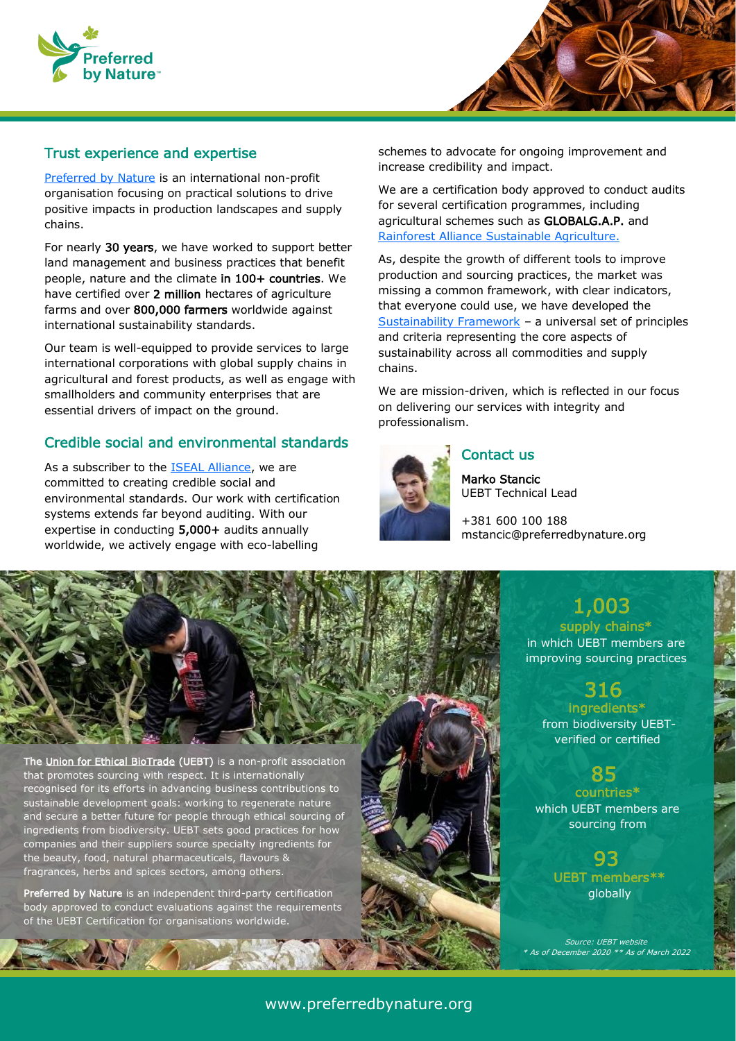## Trust experience and expertise

Preferred by Nature is an international non-profit organisation focusing on practical solutions to drive positive impacts in production landscapes and supply chains.

For nearly **30 years**, we have worked to support better land management and business practices that benefit people, nature and the climate **in 100+ countries**. We have certified over **2 million** hectares of agriculture farms and over **800,000 farmers** worldwide against international sustainability standards.

Our team is well-equipped to provide services to large international corporations with global supply chains in agricultural and forest products, as well as engage with smallholders and community enterprises that are essential drivers of impact on the ground.

## Credible social and environmental standards

As a subscriber to the ISEAL Alliance, we are committed to creating credible social and environmental standards. Our work with certification systems extends far beyond auditing. With our expertise in conducting **5,000+** audits annually worldwide, we actively engage with eco-labelling schemes to advocate for ongoing improvement and increase credibility and impact.

We are a certification body approved to conduct audits for several certification programmes, including agricultural schemes such as **GLOBALG.A.P.** and Rainforest Alliance Sustainable Agriculture.

As, despite the growth of different tools to improve production and sourcing practices, the market was missing a common framework, with clear indicators, that everyone could use, we have developed the Sustainability Framework – a universal set of principles and criteria representing the core aspects of sustainability across all commodities and supply chains.

We are mission-driven, which is reflected in our focus on delivering our services with integrity and professionalism.

## Contact us

**Marko Stancic**
UEBT Technical Lead

+381 600 100 188
mstancic@preferredbynature.org

**The Union for Ethical BioTrade (UEBT)** is a non-profit association that promotes sourcing with respect. It is internationally recognised for its efforts in advancing business contributions to sustainable development goals: working to regenerate nature and secure a better future for people through ethical sourcing of ingredients from biodiversity. UEBT sets good practices for how companies and their suppliers source specialty ingredients for the beauty, food, natural pharmaceuticals, flavours & fragrances, herbs and spices sectors, among others.

**Preferred by Nature** is an independent third-party certification body approved to conduct evaluations against the requirements of the UEBT Certification for organisations worldwide.

**1,003**
**supply chains***
in which UEBT members are improving sourcing practices

**316**
**ingredients***
from biodiversity UEBT-verified or certified

**85**
**countries***
which UEBT members are sourcing from

**93**
**UEBT members****
globally

*Source: UEBT website*
** As of December 2020 ** As of March 2022*

www.preferredbynature.org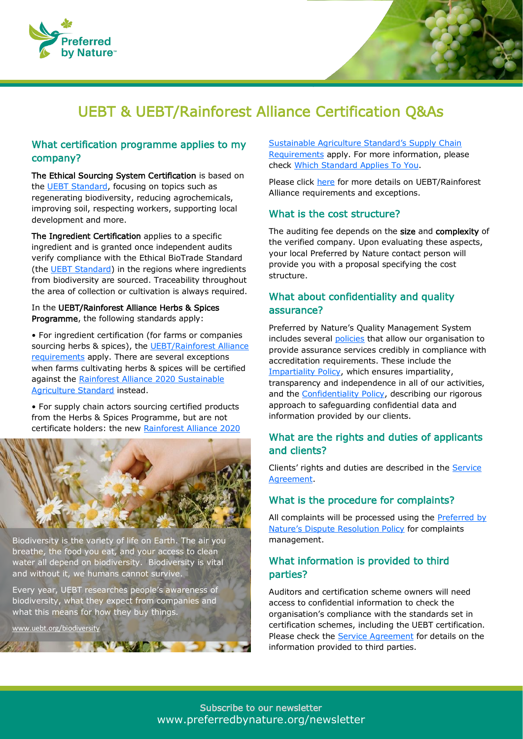# UEBT & UEBT/Rainforest Alliance Certification Q&As

## What certification programme applies to my company?

**The Ethical Sourcing System Certification** is based on the UEBT Standard, focusing on topics such as regenerating biodiversity, reducing agrochemicals, improving soil, respecting workers, supporting local development and more.

**The Ingredient Certification** applies to a specific ingredient and is granted once independent audits verify compliance with the Ethical BioTrade Standard (the UEBT Standard) in the regions where ingredients from biodiversity are sourced. Traceability throughout the area of collection or cultivation is always required.

In the **UEBT/Rainforest Alliance Herbs & Spices Programme**, the following standards apply:

- For ingredient certification (for farms or companies sourcing herbs & spices), the UEBT/Rainforest Alliance requirements apply. There are several exceptions when farms cultivating herbs & spices will be certified against the Rainforest Alliance 2020 Sustainable Agriculture Standard instead.
- For supply chain actors sourcing certified products from the Herbs & Spices Programme, but are not certificate holders: the new Rainforest Alliance 2020 Sustainable Agriculture Standard's Supply Chain Requirements apply. For more information, please check Which Standard Applies To You.

Please click here for more details on UEBT/Rainforest Alliance requirements and exceptions.

Biodiversity is the variety of life on Earth. The air you breathe, the food you eat, and your access to clean water all depend on biodiversity. Biodiversity is vital and without it, we humans cannot survive.

Every year, UEBT researches people's awareness of biodiversity, what they expect from companies and what this means for how they buy things.

www.uebt.org/biodiversity

## What is the cost structure?

The auditing fee depends on the **size** and **complexity** of the verified company. Upon evaluating these aspects, your local Preferred by Nature contact person will provide you with a proposal specifying the cost structure.

## What about confidentiality and quality assurance?

Preferred by Nature's Quality Management System includes several policies that allow our organisation to provide assurance services credibly in compliance with accreditation requirements. These include the Impartiality Policy, which ensures impartiality, transparency and independence in all of our activities, and the Confidentiality Policy, describing our rigorous approach to safeguarding confidential data and information provided by our clients.

## What are the rights and duties of applicants and clients?

Clients' rights and duties are described in the Service Agreement.

## What is the procedure for complaints?

All complaints will be processed using the Preferred by Nature's Dispute Resolution Policy for complaints management.

## What information is provided to third parties?

Auditors and certification scheme owners will need access to confidential information to check the organisation's compliance with the standards set in certification schemes, including the UEBT certification. Please check the Service Agreement for details on the information provided to third parties.

Subscribe to our newsletter
www.preferredbynature.org/newsletter